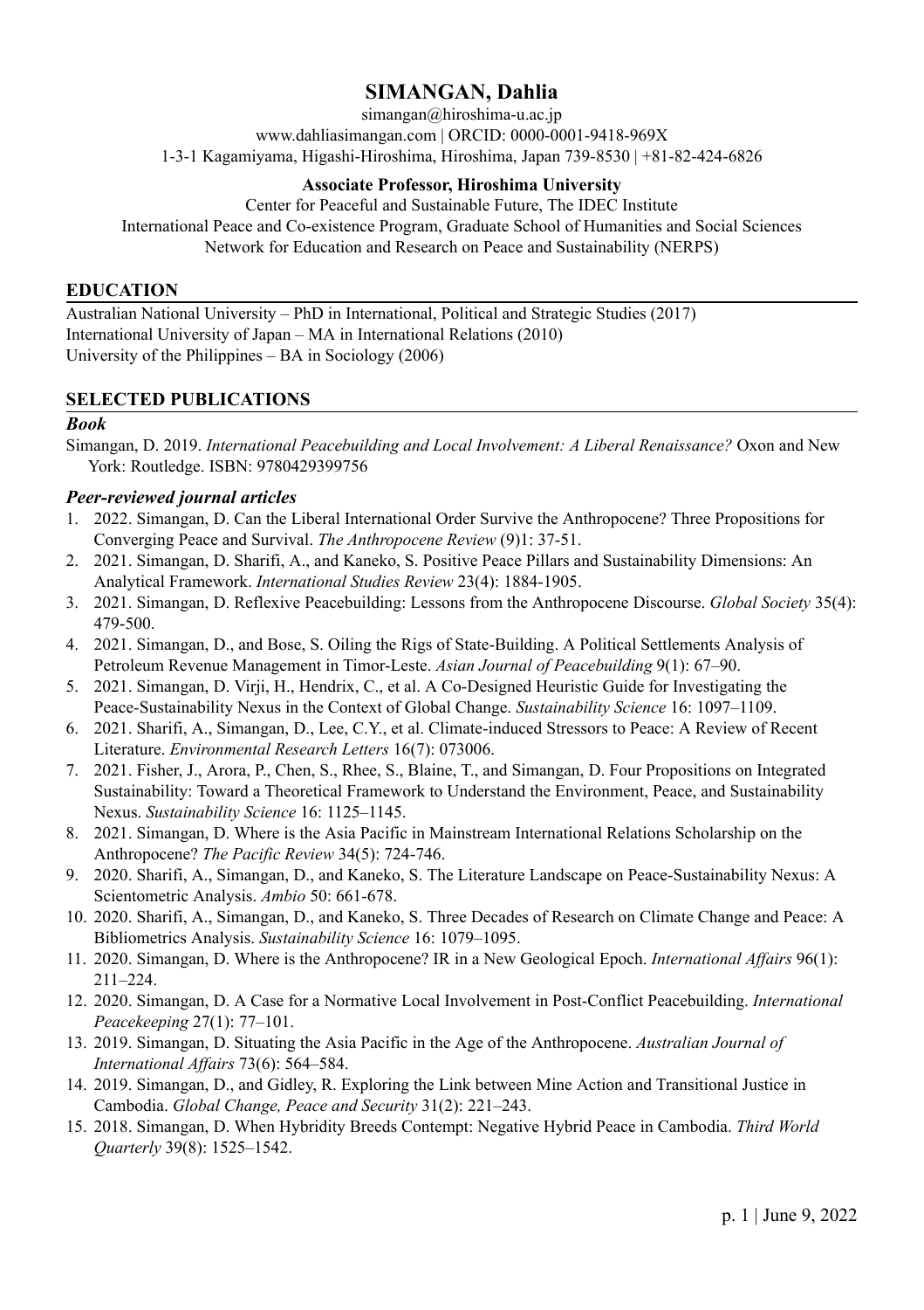# SIMANGAN, Dahlia

simangan@hiroshima-u.ac.jp
www.dahliasimangan.com | ORCID: 0000-0001-9418-969X
1-3-1 Kagamiyama, Higashi-Hiroshima, Hiroshima, Japan 739-8530 | +81-82-424-6826

**Associate Professor, Hiroshima University**

Center for Peaceful and Sustainable Future, The IDEC Institute
International Peace and Co-existence Program, Graduate School of Humanities and Social Sciences
Network for Education and Research on Peace and Sustainability (NERPS)

## EDUCATION

Australian National University – PhD in International, Political and Strategic Studies (2017)
International University of Japan – MA in International Relations (2010)
University of the Philippines – BA in Sociology (2006)

## SELECTED PUBLICATIONS

### *Book*

Simangan, D. 2019. *International Peacebuilding and Local Involvement: A Liberal Renaissance?* Oxon and New York: Routledge. ISBN: 9780429399756

### *Peer-reviewed journal articles*

1. 2022. Simangan, D. Can the Liberal International Order Survive the Anthropocene? Three Propositions for Converging Peace and Survival. *The Anthropocene Review* (9)1: 37-51.
2. 2021. Simangan, D. Sharifi, A., and Kaneko, S. Positive Peace Pillars and Sustainability Dimensions: An Analytical Framework. *International Studies Review* 23(4): 1884-1905.
3. 2021. Simangan, D. Reflexive Peacebuilding: Lessons from the Anthropocene Discourse. *Global Society* 35(4): 479-500.
4. 2021. Simangan, D., and Bose, S. Oiling the Rigs of State-Building. A Political Settlements Analysis of Petroleum Revenue Management in Timor-Leste. *Asian Journal of Peacebuilding* 9(1): 67–90.
5. 2021. Simangan, D. Virji, H., Hendrix, C., et al. A Co-Designed Heuristic Guide for Investigating the Peace-Sustainability Nexus in the Context of Global Change. *Sustainability Science* 16: 1097–1109.
6. 2021. Sharifi, A., Simangan, D., Lee, C.Y., et al. Climate-induced Stressors to Peace: A Review of Recent Literature. *Environmental Research Letters* 16(7): 073006.
7. 2021. Fisher, J., Arora, P., Chen, S., Rhee, S., Blaine, T., and Simangan, D. Four Propositions on Integrated Sustainability: Toward a Theoretical Framework to Understand the Environment, Peace, and Sustainability Nexus. *Sustainability Science* 16: 1125–1145.
8. 2021. Simangan, D. Where is the Asia Pacific in Mainstream International Relations Scholarship on the Anthropocene? *The Pacific Review* 34(5): 724-746.
9. 2020. Sharifi, A., Simangan, D., and Kaneko, S. The Literature Landscape on Peace-Sustainability Nexus: A Scientometric Analysis. *Ambio* 50: 661-678.
10. 2020. Sharifi, A., Simangan, D., and Kaneko, S. Three Decades of Research on Climate Change and Peace: A Bibliometrics Analysis. *Sustainability Science* 16: 1079–1095.
11. 2020. Simangan, D. Where is the Anthropocene? IR in a New Geological Epoch. *International Affairs* 96(1): 211–224.
12. 2020. Simangan, D. A Case for a Normative Local Involvement in Post-Conflict Peacebuilding. *International Peacekeeping* 27(1): 77–101.
13. 2019. Simangan, D. Situating the Asia Pacific in the Age of the Anthropocene. *Australian Journal of International Affairs* 73(6): 564–584.
14. 2019. Simangan, D., and Gidley, R. Exploring the Link between Mine Action and Transitional Justice in Cambodia. *Global Change, Peace and Security* 31(2): 221–243.
15. 2018. Simangan, D. When Hybridity Breeds Contempt: Negative Hybrid Peace in Cambodia. *Third World Quarterly* 39(8): 1525–1542.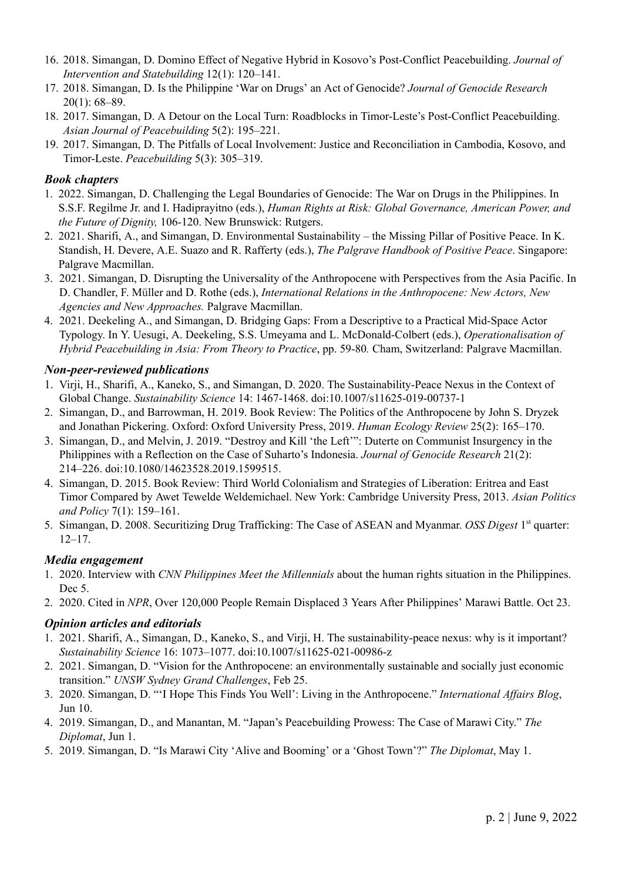16. 2018. Simangan, D. Domino Effect of Negative Hybrid in Kosovo's Post-Conflict Peacebuilding. *Journal of Intervention and Statebuilding* 12(1): 120–141.
17. 2018. Simangan, D. Is the Philippine 'War on Drugs' an Act of Genocide? *Journal of Genocide Research* 20(1): 68–89.
18. 2017. Simangan, D. A Detour on the Local Turn: Roadblocks in Timor-Leste's Post-Conflict Peacebuilding. *Asian Journal of Peacebuilding* 5(2): 195–221.
19. 2017. Simangan, D. The Pitfalls of Local Involvement: Justice and Reconciliation in Cambodia, Kosovo, and Timor-Leste. *Peacebuilding* 5(3): 305–319.

### *Book chapters*

1. 2022. Simangan, D. Challenging the Legal Boundaries of Genocide: The War on Drugs in the Philippines. In S.S.F. Regilme Jr. and I. Hadiprayitno (eds.), *Human Rights at Risk: Global Governance, American Power, and the Future of Dignity,* 106-120. New Brunswick: Rutgers.
2. 2021. Sharifi, A., and Simangan, D. Environmental Sustainability – the Missing Pillar of Positive Peace. In K. Standish, H. Devere, A.E. Suazo and R. Rafferty (eds.), *The Palgrave Handbook of Positive Peace*. Singapore: Palgrave Macmillan.
3. 2021. Simangan, D. Disrupting the Universality of the Anthropocene with Perspectives from the Asia Pacific. In D. Chandler, F. Müller and D. Rothe (eds.), *International Relations in the Anthropocene: New Actors, New Agencies and New Approaches.* Palgrave Macmillan.
4. 2021. Deekeling A., and Simangan, D. Bridging Gaps: From a Descriptive to a Practical Mid-Space Actor Typology. In Y. Uesugi, A. Deekeling, S.S. Umeyama and L. McDonald-Colbert (eds.), *Operationalisation of Hybrid Peacebuilding in Asia: From Theory to Practice*, pp. 59-80*.* Cham, Switzerland: Palgrave Macmillan.

### *Non-peer-reviewed publications*

1. Virji, H., Sharifi, A., Kaneko, S., and Simangan, D. 2020. The Sustainability-Peace Nexus in the Context of Global Change. *Sustainability Science* 14: 1467-1468. doi:10.1007/s11625-019-00737-1
2. Simangan, D., and Barrowman, H. 2019. Book Review: The Politics of the Anthropocene by John S. Dryzek and Jonathan Pickering. Oxford: Oxford University Press, 2019. *Human Ecology Review* 25(2): 165–170.
3. Simangan, D., and Melvin, J. 2019. "Destroy and Kill 'the Left'": Duterte on Communist Insurgency in the Philippines with a Reflection on the Case of Suharto's Indonesia. *Journal of Genocide Research* 21(2): 214–226. doi:10.1080/14623528.2019.1599515.
4. Simangan, D. 2015. Book Review: Third World Colonialism and Strategies of Liberation: Eritrea and East Timor Compared by Awet Tewelde Weldemichael. New York: Cambridge University Press, 2013. *Asian Politics and Policy* 7(1): 159–161.
5. Simangan, D. 2008. Securitizing Drug Trafficking: The Case of ASEAN and Myanmar. *OSS Digest* 1st quarter: 12–17.

### *Media engagement*

1. 2020. Interview with *CNN Philippines Meet the Millennials* about the human rights situation in the Philippines. Dec 5.
2. 2020. Cited in *NPR*, Over 120,000 People Remain Displaced 3 Years After Philippines' Marawi Battle. Oct 23.

### *Opinion articles and editorials*

1. 2021. Sharifi, A., Simangan, D., Kaneko, S., and Virji, H. The sustainability-peace nexus: why is it important? *Sustainability Science* 16: 1073–1077. doi:10.1007/s11625-021-00986-z
2. 2021. Simangan, D. "Vision for the Anthropocene: an environmentally sustainable and socially just economic transition." *UNSW Sydney Grand Challenges*, Feb 25.
3. 2020. Simangan, D. "'I Hope This Finds You Well': Living in the Anthropocene." *International Affairs Blog*, Jun 10.
4. 2019. Simangan, D., and Manantan, M. "Japan's Peacebuilding Prowess: The Case of Marawi City." *The Diplomat*, Jun 1.
5. 2019. Simangan, D. "Is Marawi City 'Alive and Booming' or a 'Ghost Town'?" *The Diplomat*, May 1.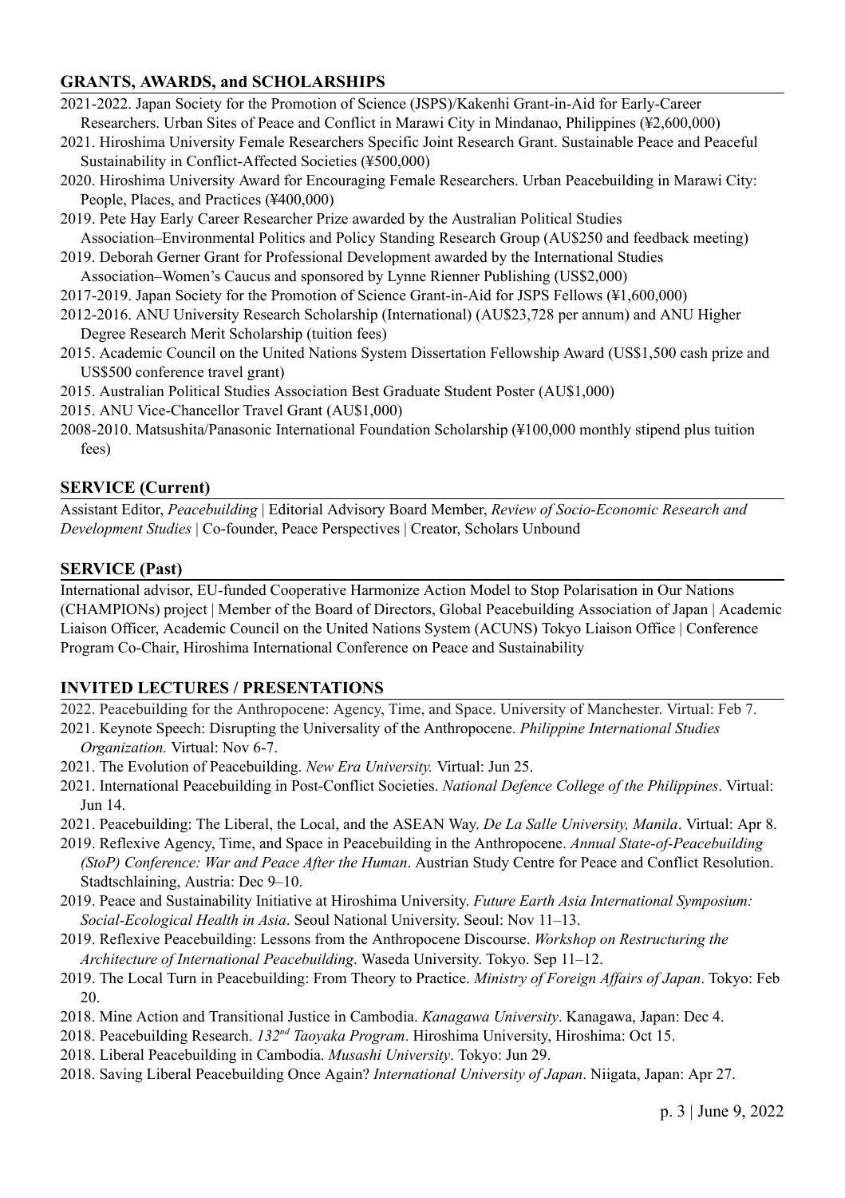## GRANTS, AWARDS, and SCHOLARSHIPS

2021-2022. Japan Society for the Promotion of Science (JSPS)/Kakenhi Grant-in-Aid for Early-Career Researchers. Urban Sites of Peace and Conflict in Marawi City in Mindanao, Philippines (¥2,600,000)

2021. Hiroshima University Female Researchers Specific Joint Research Grant. Sustainable Peace and Peaceful Sustainability in Conflict-Affected Societies (¥500,000)

2020. Hiroshima University Award for Encouraging Female Researchers. Urban Peacebuilding in Marawi City: People, Places, and Practices (¥400,000)

2019. Pete Hay Early Career Researcher Prize awarded by the Australian Political Studies Association–Environmental Politics and Policy Standing Research Group (AU$250 and feedback meeting)

2019. Deborah Gerner Grant for Professional Development awarded by the International Studies Association–Women's Caucus and sponsored by Lynne Rienner Publishing (US$2,000)

2017-2019. Japan Society for the Promotion of Science Grant-in-Aid for JSPS Fellows (¥1,600,000)

2012-2016. ANU University Research Scholarship (International) (AU$23,728 per annum) and ANU Higher Degree Research Merit Scholarship (tuition fees)

2015. Academic Council on the United Nations System Dissertation Fellowship Award (US$1,500 cash prize and US$500 conference travel grant)

2015. Australian Political Studies Association Best Graduate Student Poster (AU$1,000)

2015. ANU Vice-Chancellor Travel Grant (AU$1,000)

2008-2010. Matsushita/Panasonic International Foundation Scholarship (¥100,000 monthly stipend plus tuition fees)

## SERVICE (Current)

Assistant Editor, *Peacebuilding* | Editorial Advisory Board Member, *Review of Socio-Economic Research and Development Studies* | Co-founder, Peace Perspectives | Creator, Scholars Unbound

## SERVICE (Past)

International advisor, EU-funded Cooperative Harmonize Action Model to Stop Polarisation in Our Nations (CHAMPIONs) project | Member of the Board of Directors, Global Peacebuilding Association of Japan | Academic Liaison Officer, Academic Council on the United Nations System (ACUNS) Tokyo Liaison Office | Conference Program Co-Chair, Hiroshima International Conference on Peace and Sustainability

## INVITED LECTURES / PRESENTATIONS

2022. Peacebuilding for the Anthropocene: Agency, Time, and Space. University of Manchester. Virtual: Feb 7.

2021. Keynote Speech: Disrupting the Universality of the Anthropocene. *Philippine International Studies Organization.* Virtual: Nov 6-7.

2021. The Evolution of Peacebuilding. *New Era University.* Virtual: Jun 25.

2021. International Peacebuilding in Post-Conflict Societies. *National Defence College of the Philippines*. Virtual: Jun 14.

2021. Peacebuilding: The Liberal, the Local, and the ASEAN Way. *De La Salle University, Manila*. Virtual: Apr 8.

2019. Reflexive Agency, Time, and Space in Peacebuilding in the Anthropocene. *Annual State-of-Peacebuilding (StoP) Conference: War and Peace After the Human*. Austrian Study Centre for Peace and Conflict Resolution. Stadtschlaining, Austria: Dec 9–10.

2019. Peace and Sustainability Initiative at Hiroshima University. *Future Earth Asia International Symposium: Social-Ecological Health in Asia*. Seoul National University. Seoul: Nov 11–13.

2019. Reflexive Peacebuilding: Lessons from the Anthropocene Discourse. *Workshop on Restructuring the Architecture of International Peacebuilding*. Waseda University. Tokyo. Sep 11–12.

2019. The Local Turn in Peacebuilding: From Theory to Practice. *Ministry of Foreign Affairs of Japan*. Tokyo: Feb 20.

2018. Mine Action and Transitional Justice in Cambodia. *Kanagawa University*. Kanagawa, Japan: Dec 4.

2018. Peacebuilding Research. *132nd Taoyaka Program*. Hiroshima University, Hiroshima: Oct 15.

2018. Liberal Peacebuilding in Cambodia. *Musashi University*. Tokyo: Jun 29.

2018. Saving Liberal Peacebuilding Once Again? *International University of Japan*. Niigata, Japan: Apr 27.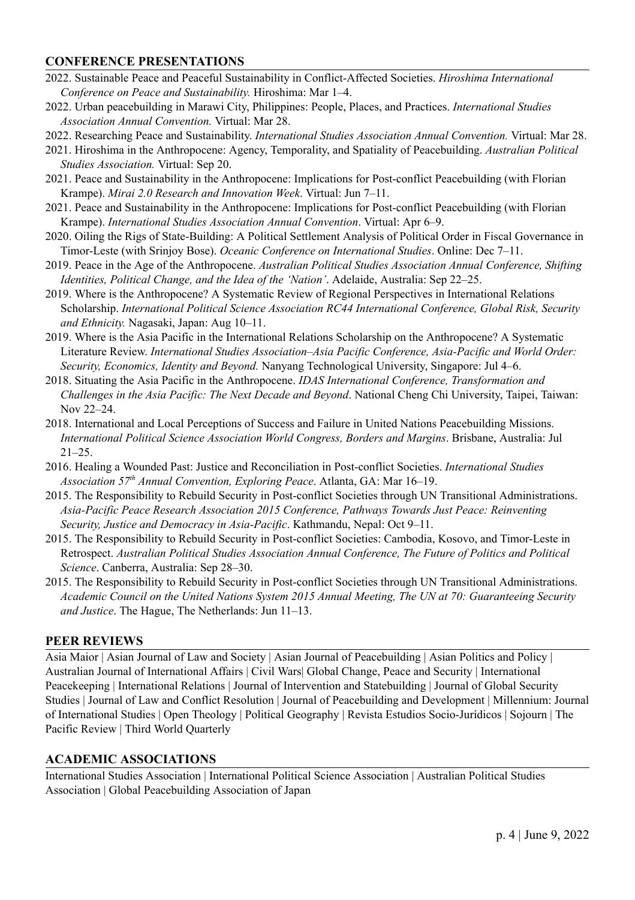## CONFERENCE PRESENTATIONS

2022. Sustainable Peace and Peaceful Sustainability in Conflict-Affected Societies. *Hiroshima International Conference on Peace and Sustainability.* Hiroshima: Mar 1–4.

2022. Urban peacebuilding in Marawi City, Philippines: People, Places, and Practices. *International Studies Association Annual Convention.* Virtual: Mar 28.

2022. Researching Peace and Sustainability. *International Studies Association Annual Convention.* Virtual: Mar 28.

2021. Hiroshima in the Anthropocene: Agency, Temporality, and Spatiality of Peacebuilding. *Australian Political Studies Association.* Virtual: Sep 20.

2021. Peace and Sustainability in the Anthropocene: Implications for Post-conflict Peacebuilding (with Florian Krampe). *Mirai 2.0 Research and Innovation Week*. Virtual: Jun 7–11.

2021. Peace and Sustainability in the Anthropocene: Implications for Post-conflict Peacebuilding (with Florian Krampe). *International Studies Association Annual Convention*. Virtual: Apr 6–9.

2020. Oiling the Rigs of State-Building: A Political Settlement Analysis of Political Order in Fiscal Governance in Timor-Leste (with Srinjoy Bose). *Oceanic Conference on International Studies*. Online: Dec 7–11.

2019. Peace in the Age of the Anthropocene. *Australian Political Studies Association Annual Conference, Shifting Identities, Political Change, and the Idea of the 'Nation'*. Adelaide, Australia: Sep 22–25.

2019. Where is the Anthropocene? A Systematic Review of Regional Perspectives in International Relations Scholarship. *International Political Science Association RC44 International Conference, Global Risk, Security and Ethnicity.* Nagasaki, Japan: Aug 10–11.

2019. Where is the Asia Pacific in the International Relations Scholarship on the Anthropocene? A Systematic Literature Review. *International Studies Association–Asia Pacific Conference, Asia-Pacific and World Order: Security, Economics, Identity and Beyond.* Nanyang Technological University, Singapore: Jul 4–6.

2018. Situating the Asia Pacific in the Anthropocene. *IDAS International Conference, Transformation and Challenges in the Asia Pacific: The Next Decade and Beyond*. National Cheng Chi University, Taipei, Taiwan: Nov 22–24.

2018. International and Local Perceptions of Success and Failure in United Nations Peacebuilding Missions. *International Political Science Association World Congress, Borders and Margins*. Brisbane, Australia: Jul 21–25.

2016. Healing a Wounded Past: Justice and Reconciliation in Post-conflict Societies. *International Studies Association 57th Annual Convention, Exploring Peace*. Atlanta, GA: Mar 16–19.

2015. The Responsibility to Rebuild Security in Post-conflict Societies through UN Transitional Administrations. *Asia-Pacific Peace Research Association 2015 Conference, Pathways Towards Just Peace: Reinventing Security, Justice and Democracy in Asia-Pacific*. Kathmandu, Nepal: Oct 9–11.

2015. The Responsibility to Rebuild Security in Post-conflict Societies: Cambodia, Kosovo, and Timor-Leste in Retrospect. *Australian Political Studies Association Annual Conference, The Future of Politics and Political Science*. Canberra, Australia: Sep 28–30.

2015. The Responsibility to Rebuild Security in Post-conflict Societies through UN Transitional Administrations. *Academic Council on the United Nations System 2015 Annual Meeting, The UN at 70: Guaranteeing Security and Justice*. The Hague, The Netherlands: Jun 11–13.

## PEER REVIEWS

Asia Maior | Asian Journal of Law and Society | Asian Journal of Peacebuilding | Asian Politics and Policy | Australian Journal of International Affairs | Civil Wars| Global Change, Peace and Security | International Peacekeeping | International Relations | Journal of Intervention and Statebuilding | Journal of Global Security Studies | Journal of Law and Conflict Resolution | Journal of Peacebuilding and Development | Millennium: Journal of International Studies | Open Theology | Political Geography | Revista Estudios Socio-Jurídicos | Sojourn | The Pacific Review | Third World Quarterly

## ACADEMIC ASSOCIATIONS

International Studies Association | International Political Science Association | Australian Political Studies Association | Global Peacebuilding Association of Japan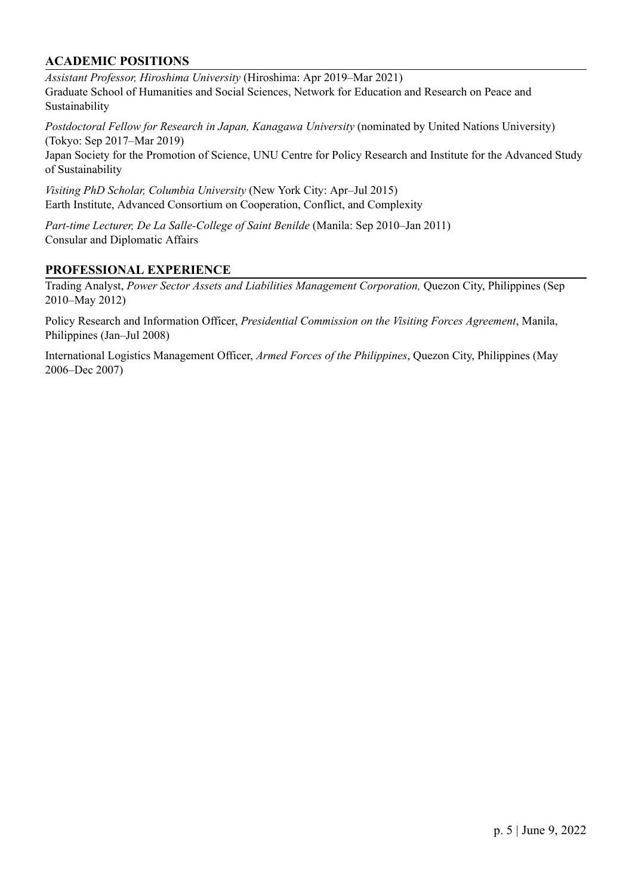## ACADEMIC POSITIONS

*Assistant Professor, Hiroshima University* (Hiroshima: Apr 2019–Mar 2021)
Graduate School of Humanities and Social Sciences, Network for Education and Research on Peace and Sustainability

*Postdoctoral Fellow for Research in Japan, Kanagawa University* (nominated by United Nations University) (Tokyo: Sep 2017–Mar 2019)
Japan Society for the Promotion of Science, UNU Centre for Policy Research and Institute for the Advanced Study of Sustainability

*Visiting PhD Scholar, Columbia University* (New York City: Apr–Jul 2015)
Earth Institute, Advanced Consortium on Cooperation, Conflict, and Complexity

*Part-time Lecturer, De La Salle-College of Saint Benilde* (Manila: Sep 2010–Jan 2011)
Consular and Diplomatic Affairs

## PROFESSIONAL EXPERIENCE

Trading Analyst, *Power Sector Assets and Liabilities Management Corporation,* Quezon City, Philippines (Sep 2010–May 2012)

Policy Research and Information Officer, *Presidential Commission on the Visiting Forces Agreement*, Manila, Philippines (Jan–Jul 2008)

International Logistics Management Officer, *Armed Forces of the Philippines*, Quezon City, Philippines (May 2006–Dec 2007)